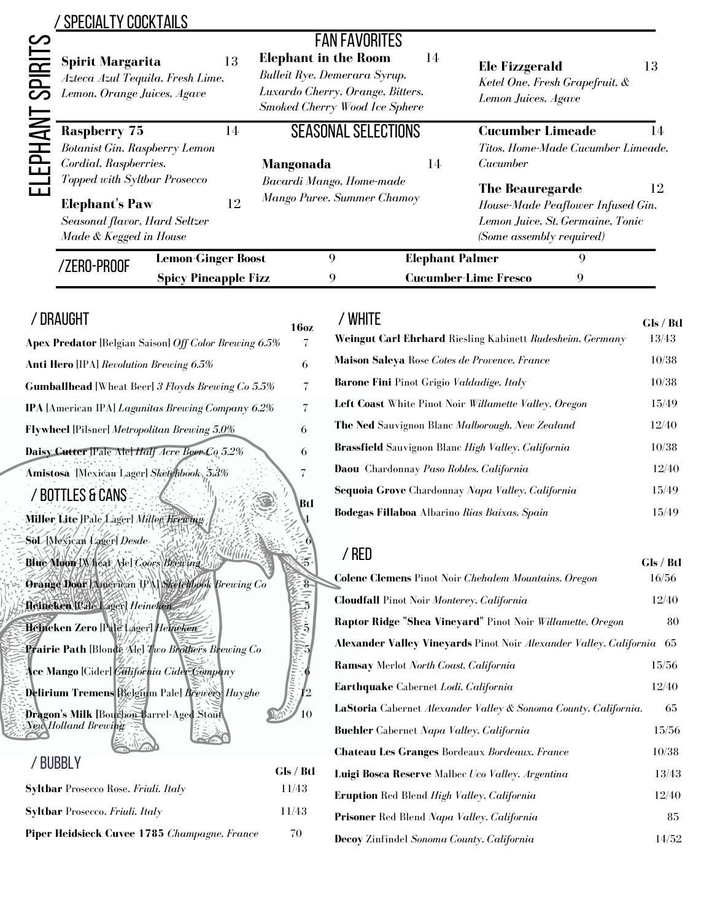# ELEPHANT SPIRITS

## / SPECIALTY COCKTAILS

### FAN FAVORITES

**Spirit Margarita** 13
*Azteca Azul Tequila, Fresh Lime, Lemon, Orange Juices, Agave*

**Elephant in the Room** 14
*Bulleit Rye, Demerara Syrup, Luxardo Cherry, Orange, Bitters, Smoked Cherry Wood Ice Sphere*

**Ele Fizzgerald** 13
*Ketel One, Fresh Grapefruit, & Lemon Juices, Agave*

**Raspberry 75** 14
*Botanist Gin, Raspberry Lemon Cordial, Raspberries, Topped with Syltbar Prosecco*

**Elephant's Paw** 12
*Seasonal flavor, Hard Seltzer Made & Kegged in House*

### SEASONAL SELECTIONS

**Mangonada** 14
*Bacardi Mango, Home-made Mango Puree, Summer Chamoy*

**Cucumber Limeade** 14
*Titos, Home-Made Cucumber Limeade, Cucumber*

**The Beauregarde** 12
*House-Made Peaflower Infused Gin, Lemon Juice, St. Germaine, Tonic (Some assembly required)*

## /ZERO-PROOF

| | |
|---|---|
| **Lemon-Ginger Boost** | 9 |
| **Spicy Pineapple Fizz** | 9 |
| **Elephant Palmer** | 9 |
| **Cucumber-Lime Fresco** | 9 |

## / DRAUGHT

| | 16oz |
|---|---|
| **Apex Predator** [Belgian Saison] *Off Color Brewing 6.5%* | 7 |
| **Anti Hero** [IPA] *Revolution Brewing 6.5%* | 6 |
| **Gumballhead** [Wheat Beer] *3 Floyds Brewing Co 5.5%* | 7 |
| **IPA** [American IPA] *Lagunitas Brewing Company 6.2%* | 7 |
| **Flywheel** [Pilsner] *Metropolitan Brewing 5.0%* | 6 |
| **Daisy Cutter** [Pale Ale] *Half Acre Beer Co 5.2%* | 6 |
| **Amistosa** [Mexican Lager] *Sketchbook 5.3%* | 7 |

## / BOTTLES & CANS

| | Btl |
|---|---|
| **Miller Lite** [Pale Lager] *Miller Brewing* | 4 |
| **Sol** [Mexican Lager] *Desde* | 6 |
| **Blue Moon** [Wheat Ale] *Coors Brewing* | 5 |
| **Orange Door** [American IPA] *Sketchbook Brewing Co* | 8 |
| **Heineken** [Pale Lager] *Heineken* | 5 |
| **Heineken Zero** [Pale Lager] *Heineken* | 5 |
| **Prairie Path** [Blonde Ale] *Two Brothers Brewing Co* | 5 |
| **Ace Mango** [Cider] *California Cider Company* | 6 |
| **Delirium Tremens** [Belgium Pale] *Brewery Huyghe* | 12 |
| **Dragon's Milk** [Bourbon Barrel-Aged Stout] *New Holland Brewing* | 10 |

## / BUBBLY

| | Gls / Btl |
|---|---|
| **Syltbar** Prosecco Rose, *Friuli, Italy* | 11/43 |
| **Syltbar** Prosecco, *Friuli, Italy* | 11/43 |
| **Piper Heidsieck Cuvee 1785** *Champagne, France* | 70 |

## / WHITE

| | Gls / Btl |
|---|---|
| **Weingut Carl Ehrhard** Riesling Kabinett *Rudesheim, Germany* | 13/43 |
| **Maison Saleya** Rose *Cotes de Provence, France* | 10/38 |
| **Barone Fini** Pinot Grigio *Valdadige, Italy* | 10/38 |
| **Left Coast** White Pinot Noir *Willamette Valley, Oregon* | 15/49 |
| **The Ned** Sauvignon Blanc *Malborough, New Zealand* | 12/40 |
| **Brassfield** Sauvignon Blanc *High Valley, California* | 10/38 |
| **Daou** Chardonnay *Paso Robles, California* | 12/40 |
| **Sequoia Grove** Chardonnay *Napa Valley, California* | 15/49 |
| **Bodegas Fillaboa** Albarino *Rias Baixas, Spain* | 15/49 |

## / RED

| | Gls / Btl |
|---|---|
| **Colene Clemens** Pinot Noir *Chehalem Mountains, Oregon* | 16/56 |
| **Cloudfall** Pinot Noir *Monterey, California* | 12/40 |
| **Raptor Ridge "Shea Vineyard"** Pinot Noir *Willamette, Oregon* | 80 |
| **Alexander Valley Vineyards** Pinot Noir *Alexander Valley, California* | 65 |
| **Ramsay** Merlot *North Coast, California* | 15/56 |
| **Earthquake** Cabernet *Lodi, California* | 12/40 |
| **LaStoria** Cabernet *Alexander Valley & Sonoma County, California.* | 65 |
| **Buehler** Cabernet *Napa Valley, California* | 15/56 |
| **Chateau Les Granges** Bordeaux *Bordeaux, France* | 10/38 |
| **Luigi Bosca Reserve** Malbec *Uco Valley, Argentina* | 13/43 |
| **Eruption** Red Blend *High Valley, California* | 12/40 |
| **Prisoner** Red Blend *Napa Valley, California* | 85 |
| **Decoy** Zinfindel *Sonoma County, California* | 14/52 |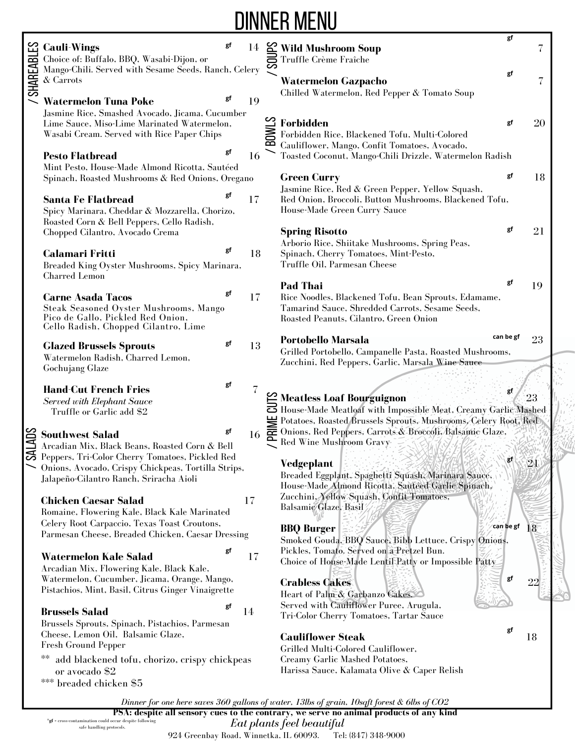# DINNER MENU

## / SHAREABLES

**Cauli-Wings** gf 14
Choice of: Buffalo, BBQ, Wasabi-Dijon, or Mango-Chili. Served with Sesame Seeds, Ranch, Celery & Carrots

**Watermelon Tuna Poke** gf 19
Jasmine Rice, Smashed Avocado, Jicama, Cucumber Lime Sauce, Miso-Lime Marinated Watermelon, Wasabi Cream. Served with Rice Paper Chips

**Pesto Flatbread** gf 16
Mint Pesto, House-Made Almond Ricotta, Sautéed Spinach, Roasted Mushrooms & Red Onions, Oregano

**Santa Fe Flatbread** gf 17
Spicy Marinara, Cheddar & Mozzarella, Chorizo, Roasted Corn & Bell Peppers, Cello Radish, Chopped Cilantro, Avocado Crema

**Calamari Fritti** gf 18
Breaded King Oyster Mushrooms, Spicy Marinara, Charred Lemon

**Carne Asada Tacos** gf 17
Steak Seasoned Oyster Mushrooms, Mango Pico de Gallo, Pickled Red Onion, Cello Radish, Chopped Cilantro, Lime

**Glazed Brussels Sprouts** gf 13
Watermelon Radish, Charred Lemon, Gochujang Glaze

**Hand-Cut French Fries** gf 7
*Served with Elephant Sauce*
Truffle or Garlic add $2

## / SALADS

**Southwest Salad** gf 16
Arcadian Mix, Black Beans, Roasted Corn & Bell Peppers, Tri-Color Cherry Tomatoes, Pickled Red Onions, Avocado, Crispy Chickpeas, Tortilla Strips, Jalapeño-Cilantro Ranch, Sriracha Aioli

**Chicken Caesar Salad** 17
Romaine, Flowering Kale, Black Kale Marinated Celery Root Carpaccio, Texas Toast Croutons, Parmesan Cheese, Breaded Chicken, Caesar Dressing

**Watermelon Kale Salad** gf 17
Arcadian Mix, Flowering Kale, Black Kale, Watermelon, Cucumber, Jicama, Orange, Mango, Pistachios, Mint, Basil, Citrus Ginger Vinaigrette

**Brussels Salad** gf 14
Brussels Sprouts, Spinach, Pistachios, Parmesan Cheese, Lemon Oil, Balsamic Glaze, Fresh Ground Pepper

** add blackened tofu, chorizo, crispy chickpeas or avocado $2
*** breaded chicken $5

## / SOUPS

**Wild Mushroom Soup** gf 7
Truffle Crème Fraîche

**Watermelon Gazpacho** gf 7
Chilled Watermelon, Red Pepper & Tomato Soup

## / BOWLS

**Forbidden** gf 20
Forbidden Rice, Blackened Tofu, Multi-Colored Cauliflower, Mango, Confit Tomatoes, Avocado, Toasted Coconut, Mango-Chili Drizzle, Watermelon Radish

**Green Curry** gf 18
Jasmine Rice, Red & Green Pepper, Yellow Squash, Red Onion, Broccoli, Button Mushrooms, Blackened Tofu, House-Made Green Curry Sauce

**Spring Risotto** gf 21
Arborio Rice, Shiitake Mushrooms, Spring Peas, Spinach, Cherry Tomatoes, Mint-Pesto, Truffle Oil, Parmesan Cheese

**Pad Thai** gf 19
Rice Noodles, Blackened Tofu, Bean Sprouts, Edamame, Tamarind Sauce, Shredded Carrots, Sesame Seeds, Roasted Peanuts, Cilantro, Green Onion

**Portobello Marsala** can be gf 23
Grilled Portobello, Campanelle Pasta, Roasted Mushrooms, Zucchini, Red Peppers, Garlic, Marsala Wine Sauce

## / PRIME CUTS

**Meatless Loaf Bourguignon** gf 23
House-Made Meatloaf with Impossible Meat, Creamy Garlic Mashed Potatoes, Roasted Brussels Sprouts, Mushrooms, Celery Root, Red Onions, Red Peppers, Carrots & Broccoli, Balsamic Glaze, Red Wine Mushroom Gravy

**Vedgeplant** gf 21
Breaded Eggplant, Spaghetti Squash, Marinara Sauce, House-Made Almond Ricotta, Sautéed Garlic Spinach, Zucchini, Yellow Squash, Confit Tomatoes, Balsamic Glaze, Basil

**BBQ Burger** can be gf 18
Smoked Gouda, BBQ Sauce, Bibb Lettuce, Crispy Onions, Pickles, Tomato. Served on a Pretzel Bun.
Choice of House-Made Lentil Patty or Impossible Patty

**Crabless Cakes** gf 22
Heart of Palm & Garbanzo Cakes. Served with Cauliflower Puree, Arugula, Tri-Color Cherry Tomatoes, Tartar Sauce

**Cauliflower Steak** gf 18
Grilled Multi-Colored Cauliflower, Creamy Garlic Mashed Potatoes, Harissa Sauce, Kalamata Olive & Caper Relish

*Dinner for one here saves 360 gallons of water, 13lbs of grain, 10sqft forest & 6lbs of CO2*

**PSA: despite all sensory cues to the contrary, we serve no animal products of any kind**

*gf = cross-contamination could occur despite following safe handling protocols.

*Eat plants feel beautiful*

924 Greenbay Road, Winnetka, IL 60093. Tel: (847) 348-9000